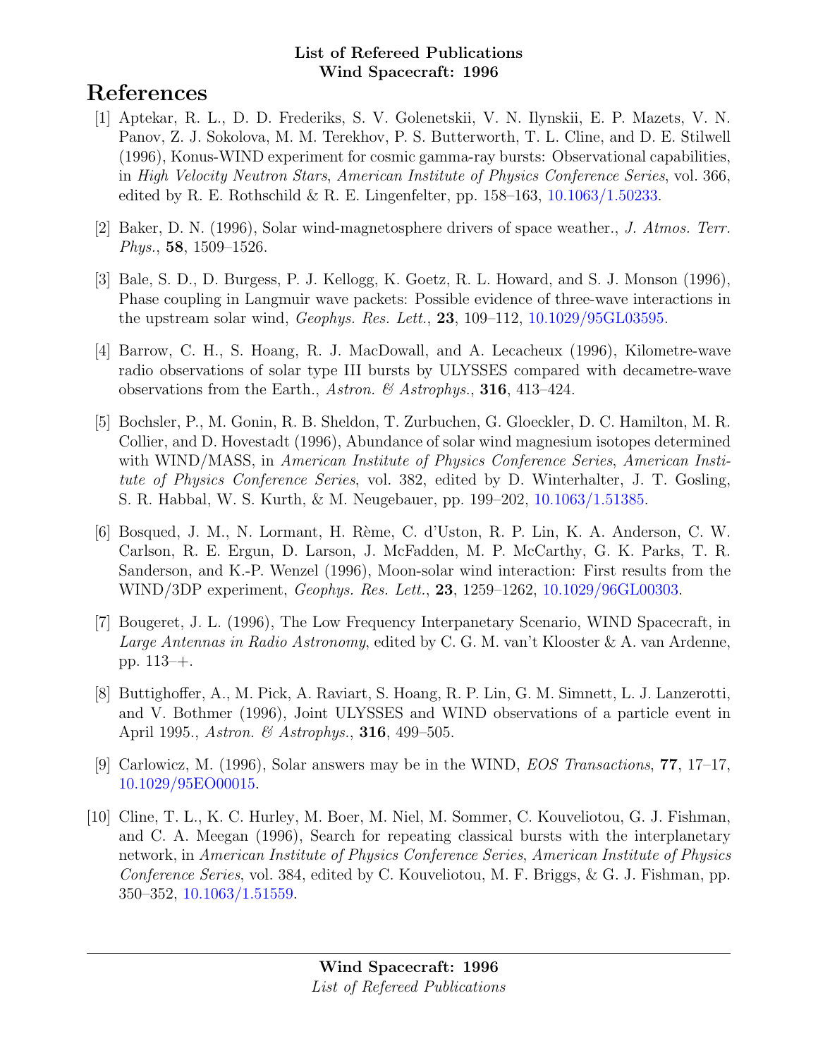**List of Refereed Publications**
**Wind Spacecraft: 1996**

# References

[1] Aptekar, R. L., D. D. Frederiks, S. V. Golenetskii, V. N. Ilynskii, E. P. Mazets, V. N. Panov, Z. J. Sokolova, M. M. Terekhov, P. S. Butterworth, T. L. Cline, and D. E. Stilwell (1996), Konus-WIND experiment for cosmic gamma-ray bursts: Observational capabilities, in *High Velocity Neutron Stars*, *American Institute of Physics Conference Series*, vol. 366, edited by R. E. Rothschild & R. E. Lingenfelter, pp. 158–163, 10.1063/1.50233.

[2] Baker, D. N. (1996), Solar wind-magnetosphere drivers of space weather., *J. Atmos. Terr. Phys.*, **58**, 1509–1526.

[3] Bale, S. D., D. Burgess, P. J. Kellogg, K. Goetz, R. L. Howard, and S. J. Monson (1996), Phase coupling in Langmuir wave packets: Possible evidence of three-wave interactions in the upstream solar wind, *Geophys. Res. Lett.*, **23**, 109–112, 10.1029/95GL03595.

[4] Barrow, C. H., S. Hoang, R. J. MacDowall, and A. Lecacheux (1996), Kilometre-wave radio observations of solar type III bursts by ULYSSES compared with decametre-wave observations from the Earth., *Astron. & Astrophys.*, **316**, 413–424.

[5] Bochsler, P., M. Gonin, R. B. Sheldon, T. Zurbuchen, G. Gloeckler, D. C. Hamilton, M. R. Collier, and D. Hovestadt (1996), Abundance of solar wind magnesium isotopes determined with WIND/MASS, in *American Institute of Physics Conference Series*, *American Institute of Physics Conference Series*, vol. 382, edited by D. Winterhalter, J. T. Gosling, S. R. Habbal, W. S. Kurth, & M. Neugebauer, pp. 199–202, 10.1063/1.51385.

[6] Bosqued, J. M., N. Lormant, H. Rème, C. d'Uston, R. P. Lin, K. A. Anderson, C. W. Carlson, R. E. Ergun, D. Larson, J. McFadden, M. P. McCarthy, G. K. Parks, T. R. Sanderson, and K.-P. Wenzel (1996), Moon-solar wind interaction: First results from the WIND/3DP experiment, *Geophys. Res. Lett.*, **23**, 1259–1262, 10.1029/96GL00303.

[7] Bougeret, J. L. (1996), The Low Frequency Interpanetary Scenario, WIND Spacecraft, in *Large Antennas in Radio Astronomy*, edited by C. G. M. van't Klooster & A. van Ardenne, pp. 113–+.

[8] Buttighoffer, A., M. Pick, A. Raviart, S. Hoang, R. P. Lin, G. M. Simnett, L. J. Lanzerotti, and V. Bothmer (1996), Joint ULYSSES and WIND observations of a particle event in April 1995., *Astron. & Astrophys.*, **316**, 499–505.

[9] Carlowicz, M. (1996), Solar answers may be in the WIND, *EOS Transactions*, **77**, 17–17, 10.1029/95EO00015.

[10] Cline, T. L., K. C. Hurley, M. Boer, M. Niel, M. Sommer, C. Kouveliotou, G. J. Fishman, and C. A. Meegan (1996), Search for repeating classical bursts with the interplanetary network, in *American Institute of Physics Conference Series*, *American Institute of Physics Conference Series*, vol. 384, edited by C. Kouveliotou, M. F. Briggs, & G. J. Fishman, pp. 350–352, 10.1063/1.51559.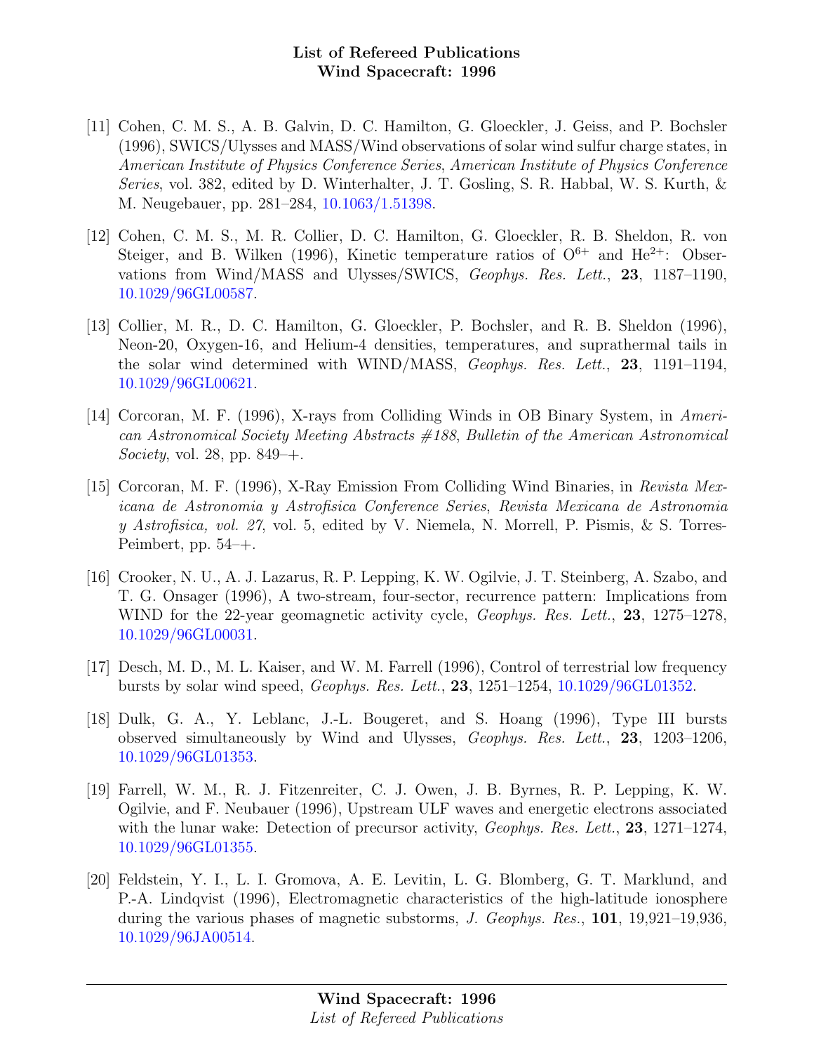[11] Cohen, C. M. S., A. B. Galvin, D. C. Hamilton, G. Gloeckler, J. Geiss, and P. Bochsler (1996), SWICS/Ulysses and MASS/Wind observations of solar wind sulfur charge states, in *American Institute of Physics Conference Series*, *American Institute of Physics Conference Series*, vol. 382, edited by D. Winterhalter, J. T. Gosling, S. R. Habbal, W. S. Kurth, & M. Neugebauer, pp. 281–284, 10.1063/1.51398.

[12] Cohen, C. M. S., M. R. Collier, D. C. Hamilton, G. Gloeckler, R. B. Sheldon, R. von Steiger, and B. Wilken (1996), Kinetic temperature ratios of $O^{6+}$ and $He^{2+}$: Observations from Wind/MASS and Ulysses/SWICS, *Geophys. Res. Lett.*, **23**, 1187–1190, 10.1029/96GL00587.

[13] Collier, M. R., D. C. Hamilton, G. Gloeckler, P. Bochsler, and R. B. Sheldon (1996), Neon-20, Oxygen-16, and Helium-4 densities, temperatures, and suprathermal tails in the solar wind determined with WIND/MASS, *Geophys. Res. Lett.*, **23**, 1191–1194, 10.1029/96GL00621.

[14] Corcoran, M. F. (1996), X-rays from Colliding Winds in OB Binary System, in *American Astronomical Society Meeting Abstracts #188*, *Bulletin of the American Astronomical Society*, vol. 28, pp. 849–+.

[15] Corcoran, M. F. (1996), X-Ray Emission From Colliding Wind Binaries, in *Revista Mexicana de Astronomia y Astrofisica Conference Series*, *Revista Mexicana de Astronomia y Astrofisica, vol. 27*, vol. 5, edited by V. Niemela, N. Morrell, P. Pismis, & S. Torres-Peimbert, pp. 54–+.

[16] Crooker, N. U., A. J. Lazarus, R. P. Lepping, K. W. Ogilvie, J. T. Steinberg, A. Szabo, and T. G. Onsager (1996), A two-stream, four-sector, recurrence pattern: Implications from WIND for the 22-year geomagnetic activity cycle, *Geophys. Res. Lett.*, **23**, 1275–1278, 10.1029/96GL00031.

[17] Desch, M. D., M. L. Kaiser, and W. M. Farrell (1996), Control of terrestrial low frequency bursts by solar wind speed, *Geophys. Res. Lett.*, **23**, 1251–1254, 10.1029/96GL01352.

[18] Dulk, G. A., Y. Leblanc, J.-L. Bougeret, and S. Hoang (1996), Type III bursts observed simultaneously by Wind and Ulysses, *Geophys. Res. Lett.*, **23**, 1203–1206, 10.1029/96GL01353.

[19] Farrell, W. M., R. J. Fitzenreiter, C. J. Owen, J. B. Byrnes, R. P. Lepping, K. W. Ogilvie, and F. Neubauer (1996), Upstream ULF waves and energetic electrons associated with the lunar wake: Detection of precursor activity, *Geophys. Res. Lett.*, **23**, 1271–1274, 10.1029/96GL01355.

[20] Feldstein, Y. I., L. I. Gromova, A. E. Levitin, L. G. Blomberg, G. T. Marklund, and P.-A. Lindqvist (1996), Electromagnetic characteristics of the high-latitude ionosphere during the various phases of magnetic substorms, *J. Geophys. Res.*, **101**, 19,921–19,936, 10.1029/96JA00514.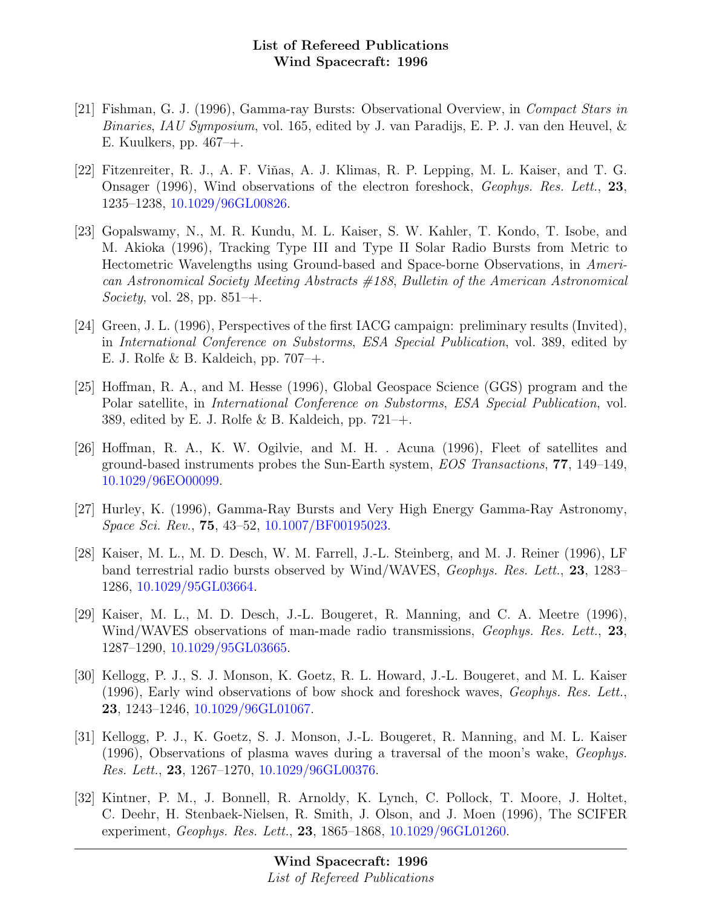[21] Fishman, G. J. (1996), Gamma-ray Bursts: Observational Overview, in *Compact Stars in Binaries*, *IAU Symposium*, vol. 165, edited by J. van Paradijs, E. P. J. van den Heuvel, & E. Kuulkers, pp. 467–+.

[22] Fitzenreiter, R. J., A. F. Viňas, A. J. Klimas, R. P. Lepping, M. L. Kaiser, and T. G. Onsager (1996), Wind observations of the electron foreshock, *Geophys. Res. Lett.*, **23**, 1235–1238, 10.1029/96GL00826.

[23] Gopalswamy, N., M. R. Kundu, M. L. Kaiser, S. W. Kahler, T. Kondo, T. Isobe, and M. Akioka (1996), Tracking Type III and Type II Solar Radio Bursts from Metric to Hectometric Wavelengths using Ground-based and Space-borne Observations, in *American Astronomical Society Meeting Abstracts #188*, *Bulletin of the American Astronomical Society*, vol. 28, pp. 851–+.

[24] Green, J. L. (1996), Perspectives of the first IACG campaign: preliminary results (Invited), in *International Conference on Substorms*, *ESA Special Publication*, vol. 389, edited by E. J. Rolfe & B. Kaldeich, pp. 707–+.

[25] Hoffman, R. A., and M. Hesse (1996), Global Geospace Science (GGS) program and the Polar satellite, in *International Conference on Substorms*, *ESA Special Publication*, vol. 389, edited by E. J. Rolfe & B. Kaldeich, pp. 721–+.

[26] Hoffman, R. A., K. W. Ogilvie, and M. H. . Acuna (1996), Fleet of satellites and ground-based instruments probes the Sun-Earth system, *EOS Transactions*, **77**, 149–149, 10.1029/96EO00099.

[27] Hurley, K. (1996), Gamma-Ray Bursts and Very High Energy Gamma-Ray Astronomy, *Space Sci. Rev.*, **75**, 43–52, 10.1007/BF00195023.

[28] Kaiser, M. L., M. D. Desch, W. M. Farrell, J.-L. Steinberg, and M. J. Reiner (1996), LF band terrestrial radio bursts observed by Wind/WAVES, *Geophys. Res. Lett.*, **23**, 1283–1286, 10.1029/95GL03664.

[29] Kaiser, M. L., M. D. Desch, J.-L. Bougeret, R. Manning, and C. A. Meetre (1996), Wind/WAVES observations of man-made radio transmissions, *Geophys. Res. Lett.*, **23**, 1287–1290, 10.1029/95GL03665.

[30] Kellogg, P. J., S. J. Monson, K. Goetz, R. L. Howard, J.-L. Bougeret, and M. L. Kaiser (1996), Early wind observations of bow shock and foreshock waves, *Geophys. Res. Lett.*, **23**, 1243–1246, 10.1029/96GL01067.

[31] Kellogg, P. J., K. Goetz, S. J. Monson, J.-L. Bougeret, R. Manning, and M. L. Kaiser (1996), Observations of plasma waves during a traversal of the moon's wake, *Geophys. Res. Lett.*, **23**, 1267–1270, 10.1029/96GL00376.

[32] Kintner, P. M., J. Bonnell, R. Arnoldy, K. Lynch, C. Pollock, T. Moore, J. Holtet, C. Deehr, H. Stenbaek-Nielsen, R. Smith, J. Olson, and J. Moen (1996), The SCIFER experiment, *Geophys. Res. Lett.*, **23**, 1865–1868, 10.1029/96GL01260.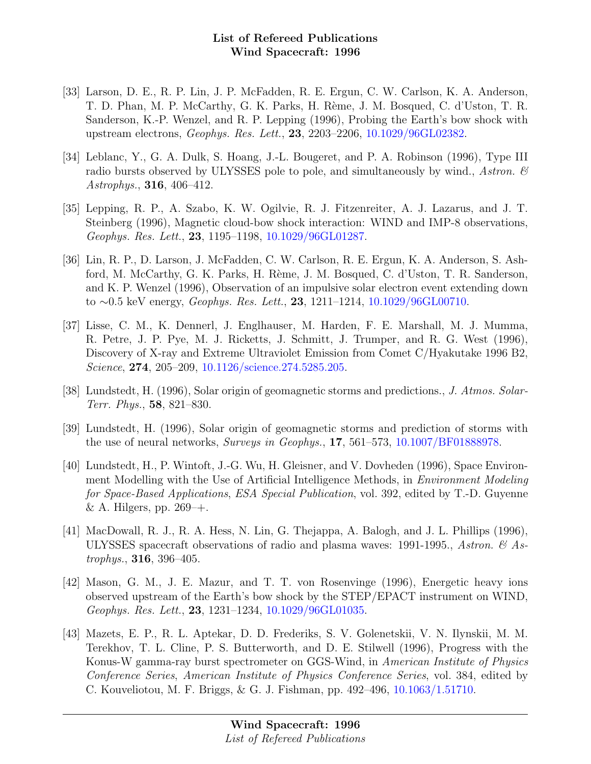[33] Larson, D. E., R. P. Lin, J. P. McFadden, R. E. Ergun, C. W. Carlson, K. A. Anderson, T. D. Phan, M. P. McCarthy, G. K. Parks, H. Rème, J. M. Bosqued, C. d'Uston, T. R. Sanderson, K.-P. Wenzel, and R. P. Lepping (1996), Probing the Earth's bow shock with upstream electrons, *Geophys. Res. Lett.*, **23**, 2203–2206, 10.1029/96GL02382.

[34] Leblanc, Y., G. A. Dulk, S. Hoang, J.-L. Bougeret, and P. A. Robinson (1996), Type III radio bursts observed by ULYSSES pole to pole, and simultaneously by wind., *Astron. & Astrophys.*, **316**, 406–412.

[35] Lepping, R. P., A. Szabo, K. W. Ogilvie, R. J. Fitzenreiter, A. J. Lazarus, and J. T. Steinberg (1996), Magnetic cloud-bow shock interaction: WIND and IMP-8 observations, *Geophys. Res. Lett.*, **23**, 1195–1198, 10.1029/96GL01287.

[36] Lin, R. P., D. Larson, J. McFadden, C. W. Carlson, R. E. Ergun, K. A. Anderson, S. Ashford, M. McCarthy, G. K. Parks, H. Rème, J. M. Bosqued, C. d'Uston, T. R. Sanderson, and K. P. Wenzel (1996), Observation of an impulsive solar electron event extending down to ∼0.5 keV energy, *Geophys. Res. Lett.*, **23**, 1211–1214, 10.1029/96GL00710.

[37] Lisse, C. M., K. Dennerl, J. Englhauser, M. Harden, F. E. Marshall, M. J. Mumma, R. Petre, J. P. Pye, M. J. Ricketts, J. Schmitt, J. Trumper, and R. G. West (1996), Discovery of X-ray and Extreme Ultraviolet Emission from Comet C/Hyakutake 1996 B2, *Science*, **274**, 205–209, 10.1126/science.274.5285.205.

[38] Lundstedt, H. (1996), Solar origin of geomagnetic storms and predictions., *J. Atmos. Solar-Terr. Phys.*, **58**, 821–830.

[39] Lundstedt, H. (1996), Solar origin of geomagnetic storms and prediction of storms with the use of neural networks, *Surveys in Geophys.*, **17**, 561–573, 10.1007/BF01888978.

[40] Lundstedt, H., P. Wintoft, J.-G. Wu, H. Gleisner, and V. Dovheden (1996), Space Environment Modelling with the Use of Artificial Intelligence Methods, in *Environment Modeling for Space-Based Applications*, *ESA Special Publication*, vol. 392, edited by T.-D. Guyenne & A. Hilgers, pp. 269–+.

[41] MacDowall, R. J., R. A. Hess, N. Lin, G. Thejappa, A. Balogh, and J. L. Phillips (1996), ULYSSES spacecraft observations of radio and plasma waves: 1991-1995., *Astron. & Astrophys.*, **316**, 396–405.

[42] Mason, G. M., J. E. Mazur, and T. T. von Rosenvinge (1996), Energetic heavy ions observed upstream of the Earth's bow shock by the STEP/EPACT instrument on WIND, *Geophys. Res. Lett.*, **23**, 1231–1234, 10.1029/96GL01035.

[43] Mazets, E. P., R. L. Aptekar, D. D. Frederiks, S. V. Golenetskii, V. N. Ilynskii, M. M. Terekhov, T. L. Cline, P. S. Butterworth, and D. E. Stilwell (1996), Progress with the Konus-W gamma-ray burst spectrometer on GGS-Wind, in *American Institute of Physics Conference Series*, *American Institute of Physics Conference Series*, vol. 384, edited by C. Kouveliotou, M. F. Briggs, & G. J. Fishman, pp. 492–496, 10.1063/1.51710.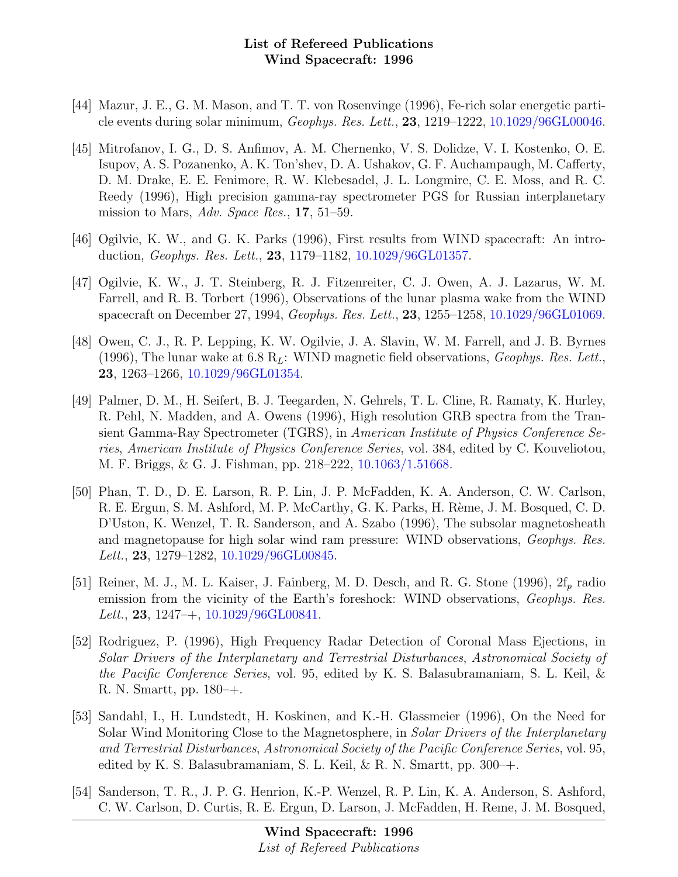[44] Mazur, J. E., G. M. Mason, and T. T. von Rosenvinge (1996), Fe-rich solar energetic particle events during solar minimum, *Geophys. Res. Lett.*, **23**, 1219–1222, 10.1029/96GL00046.

[45] Mitrofanov, I. G., D. S. Anfimov, A. M. Chernenko, V. S. Dolidze, V. I. Kostenko, O. E. Isupov, A. S. Pozanenko, A. K. Ton'shev, D. A. Ushakov, G. F. Auchampaugh, M. Cafferty, D. M. Drake, E. E. Fenimore, R. W. Klebesadel, J. L. Longmire, C. E. Moss, and R. C. Reedy (1996), High precision gamma-ray spectrometer PGS for Russian interplanetary mission to Mars, *Adv. Space Res.*, **17**, 51–59.

[46] Ogilvie, K. W., and G. K. Parks (1996), First results from WIND spacecraft: An introduction, *Geophys. Res. Lett.*, **23**, 1179–1182, 10.1029/96GL01357.

[47] Ogilvie, K. W., J. T. Steinberg, R. J. Fitzenreiter, C. J. Owen, A. J. Lazarus, W. M. Farrell, and R. B. Torbert (1996), Observations of the lunar plasma wake from the WIND spacecraft on December 27, 1994, *Geophys. Res. Lett.*, **23**, 1255–1258, 10.1029/96GL01069.

[48] Owen, C. J., R. P. Lepping, K. W. Ogilvie, J. A. Slavin, W. M. Farrell, and J. B. Byrnes (1996), The lunar wake at 6.8 $R_L$: WIND magnetic field observations, *Geophys. Res. Lett.*, **23**, 1263–1266, 10.1029/96GL01354.

[49] Palmer, D. M., H. Seifert, B. J. Teegarden, N. Gehrels, T. L. Cline, R. Ramaty, K. Hurley, R. Pehl, N. Madden, and A. Owens (1996), High resolution GRB spectra from the Transient Gamma-Ray Spectrometer (TGRS), in *American Institute of Physics Conference Series*, *American Institute of Physics Conference Series*, vol. 384, edited by C. Kouveliotou, M. F. Briggs, & G. J. Fishman, pp. 218–222, 10.1063/1.51668.

[50] Phan, T. D., D. E. Larson, R. P. Lin, J. P. McFadden, K. A. Anderson, C. W. Carlson, R. E. Ergun, S. M. Ashford, M. P. McCarthy, G. K. Parks, H. Rème, J. M. Bosqued, C. D. D'Uston, K. Wenzel, T. R. Sanderson, and A. Szabo (1996), The subsolar magnetosheath and magnetopause for high solar wind ram pressure: WIND observations, *Geophys. Res. Lett.*, **23**, 1279–1282, 10.1029/96GL00845.

[51] Reiner, M. J., M. L. Kaiser, J. Fainberg, M. D. Desch, and R. G. Stone (1996), $2f_p$ radio emission from the vicinity of the Earth's foreshock: WIND observations, *Geophys. Res. Lett.*, **23**, 1247–+, 10.1029/96GL00841.

[52] Rodriguez, P. (1996), High Frequency Radar Detection of Coronal Mass Ejections, in *Solar Drivers of the Interplanetary and Terrestrial Disturbances*, *Astronomical Society of the Pacific Conference Series*, vol. 95, edited by K. S. Balasubramaniam, S. L. Keil, & R. N. Smartt, pp. 180–+.

[53] Sandahl, I., H. Lundstedt, H. Koskinen, and K.-H. Glassmeier (1996), On the Need for Solar Wind Monitoring Close to the Magnetosphere, in *Solar Drivers of the Interplanetary and Terrestrial Disturbances*, *Astronomical Society of the Pacific Conference Series*, vol. 95, edited by K. S. Balasubramaniam, S. L. Keil, & R. N. Smartt, pp. 300–+.

[54] Sanderson, T. R., J. P. G. Henrion, K.-P. Wenzel, R. P. Lin, K. A. Anderson, S. Ashford, C. W. Carlson, D. Curtis, R. E. Ergun, D. Larson, J. McFadden, H. Reme, J. M. Bosqued,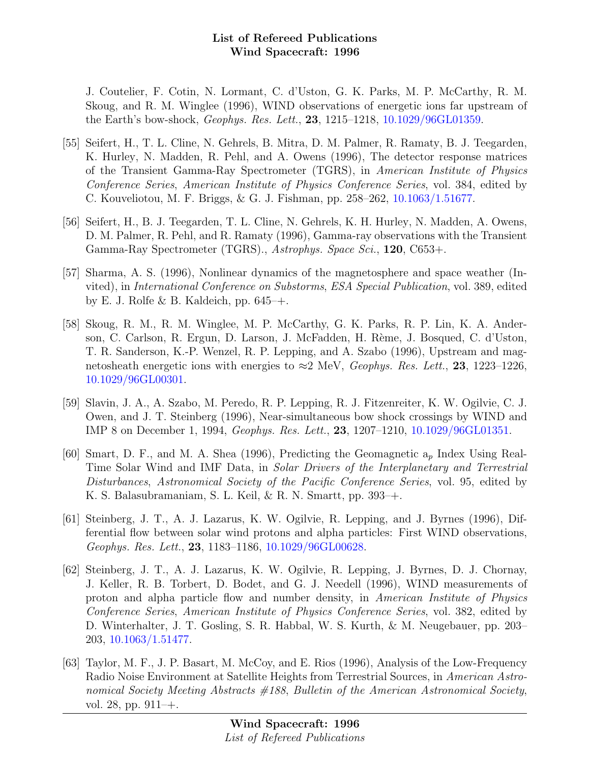J. Coutelier, F. Cotin, N. Lormant, C. d'Uston, G. K. Parks, M. P. McCarthy, R. M. Skoug, and R. M. Winglee (1996), WIND observations of energetic ions far upstream of the Earth's bow-shock, *Geophys. Res. Lett.*, **23**, 1215–1218, 10.1029/96GL01359.

[55] Seifert, H., T. L. Cline, N. Gehrels, B. Mitra, D. M. Palmer, R. Ramaty, B. J. Teegarden, K. Hurley, N. Madden, R. Pehl, and A. Owens (1996), The detector response matrices of the Transient Gamma-Ray Spectrometer (TGRS), in *American Institute of Physics Conference Series*, *American Institute of Physics Conference Series*, vol. 384, edited by C. Kouveliotou, M. F. Briggs, & G. J. Fishman, pp. 258–262, 10.1063/1.51677.

[56] Seifert, H., B. J. Teegarden, T. L. Cline, N. Gehrels, K. H. Hurley, N. Madden, A. Owens, D. M. Palmer, R. Pehl, and R. Ramaty (1996), Gamma-ray observations with the Transient Gamma-Ray Spectrometer (TGRS)., *Astrophys. Space Sci.*, **120**, C653+.

[57] Sharma, A. S. (1996), Nonlinear dynamics of the magnetosphere and space weather (Invited), in *International Conference on Substorms*, *ESA Special Publication*, vol. 389, edited by E. J. Rolfe & B. Kaldeich, pp. 645–+.

[58] Skoug, R. M., R. M. Winglee, M. P. McCarthy, G. K. Parks, R. P. Lin, K. A. Anderson, C. Carlson, R. Ergun, D. Larson, J. McFadden, H. Rème, J. Bosqued, C. d'Uston, T. R. Sanderson, K.-P. Wenzel, R. P. Lepping, and A. Szabo (1996), Upstream and magnetosheath energetic ions with energies to ≈2 MeV, *Geophys. Res. Lett.*, **23**, 1223–1226, 10.1029/96GL00301.

[59] Slavin, J. A., A. Szabo, M. Peredo, R. P. Lepping, R. J. Fitzenreiter, K. W. Ogilvie, C. J. Owen, and J. T. Steinberg (1996), Near-simultaneous bow shock crossings by WIND and IMP 8 on December 1, 1994, *Geophys. Res. Lett.*, **23**, 1207–1210, 10.1029/96GL01351.

[60] Smart, D. F., and M. A. Shea (1996), Predicting the Geomagnetic $a_p$ Index Using Real-Time Solar Wind and IMF Data, in *Solar Drivers of the Interplanetary and Terrestrial Disturbances*, *Astronomical Society of the Pacific Conference Series*, vol. 95, edited by K. S. Balasubramaniam, S. L. Keil, & R. N. Smartt, pp. 393–+.

[61] Steinberg, J. T., A. J. Lazarus, K. W. Ogilvie, R. Lepping, and J. Byrnes (1996), Differential flow between solar wind protons and alpha particles: First WIND observations, *Geophys. Res. Lett.*, **23**, 1183–1186, 10.1029/96GL00628.

[62] Steinberg, J. T., A. J. Lazarus, K. W. Ogilvie, R. Lepping, J. Byrnes, D. J. Chornay, J. Keller, R. B. Torbert, D. Bodet, and G. J. Needell (1996), WIND measurements of proton and alpha particle flow and number density, in *American Institute of Physics Conference Series*, *American Institute of Physics Conference Series*, vol. 382, edited by D. Winterhalter, J. T. Gosling, S. R. Habbal, W. S. Kurth, & M. Neugebauer, pp. 203–203, 10.1063/1.51477.

[63] Taylor, M. F., J. P. Basart, M. McCoy, and E. Rios (1996), Analysis of the Low-Frequency Radio Noise Environment at Satellite Heights from Terrestrial Sources, in *American Astronomical Society Meeting Abstracts #188*, *Bulletin of the American Astronomical Society*, vol. 28, pp. 911–+.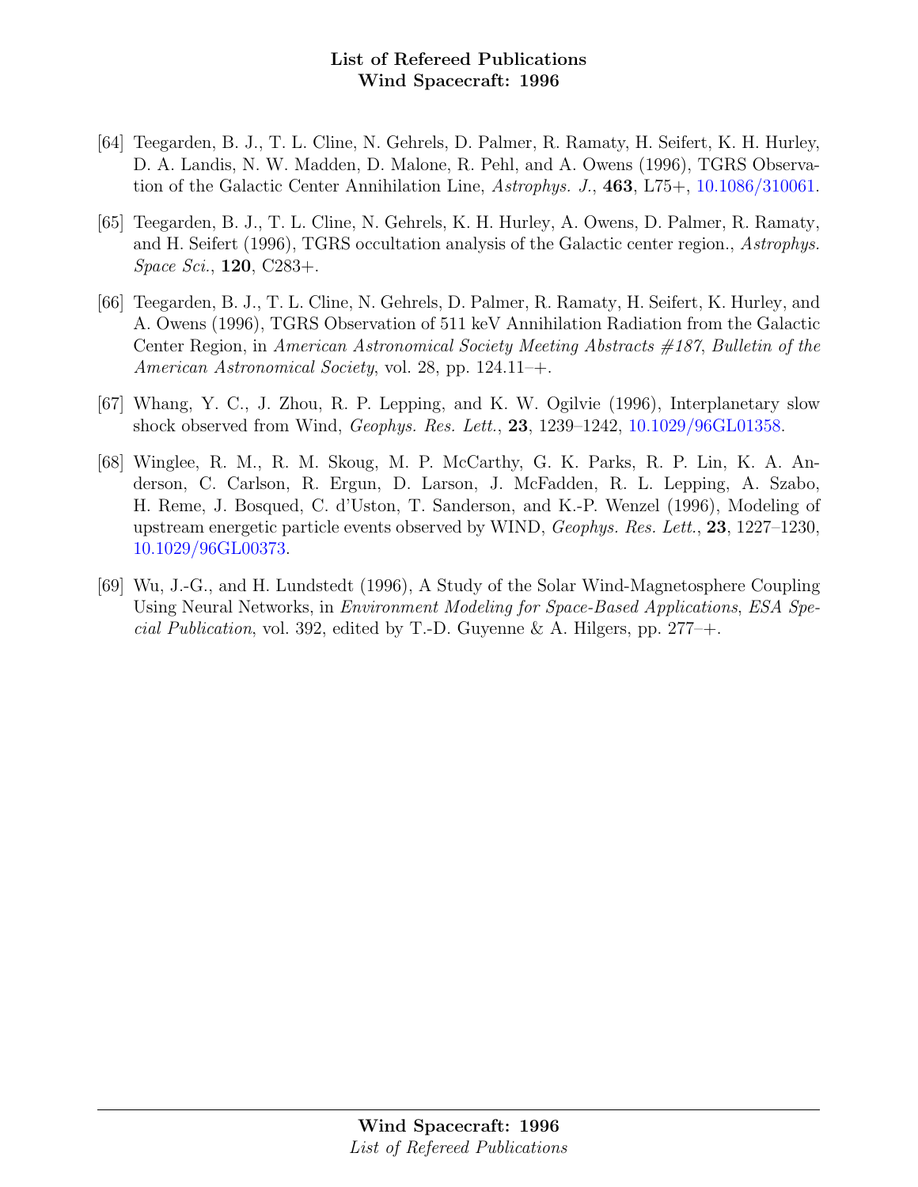[64] Teegarden, B. J., T. L. Cline, N. Gehrels, D. Palmer, R. Ramaty, H. Seifert, K. H. Hurley, D. A. Landis, N. W. Madden, D. Malone, R. Pehl, and A. Owens (1996), TGRS Observation of the Galactic Center Annihilation Line, *Astrophys. J.*, **463**, L75+, 10.1086/310061.

[65] Teegarden, B. J., T. L. Cline, N. Gehrels, K. H. Hurley, A. Owens, D. Palmer, R. Ramaty, and H. Seifert (1996), TGRS occultation analysis of the Galactic center region., *Astrophys. Space Sci.*, **120**, C283+.

[66] Teegarden, B. J., T. L. Cline, N. Gehrels, D. Palmer, R. Ramaty, H. Seifert, K. Hurley, and A. Owens (1996), TGRS Observation of 511 keV Annihilation Radiation from the Galactic Center Region, in *American Astronomical Society Meeting Abstracts #187*, *Bulletin of the American Astronomical Society*, vol. 28, pp. 124.11–+.

[67] Whang, Y. C., J. Zhou, R. P. Lepping, and K. W. Ogilvie (1996), Interplanetary slow shock observed from Wind, *Geophys. Res. Lett.*, **23**, 1239–1242, 10.1029/96GL01358.

[68] Winglee, R. M., R. M. Skoug, M. P. McCarthy, G. K. Parks, R. P. Lin, K. A. Anderson, C. Carlson, R. Ergun, D. Larson, J. McFadden, R. L. Lepping, A. Szabo, H. Reme, J. Bosqued, C. d'Uston, T. Sanderson, and K.-P. Wenzel (1996), Modeling of upstream energetic particle events observed by WIND, *Geophys. Res. Lett.*, **23**, 1227–1230, 10.1029/96GL00373.

[69] Wu, J.-G., and H. Lundstedt (1996), A Study of the Solar Wind-Magnetosphere Coupling Using Neural Networks, in *Environment Modeling for Space-Based Applications*, *ESA Special Publication*, vol. 392, edited by T.-D. Guyenne & A. Hilgers, pp. 277–+.